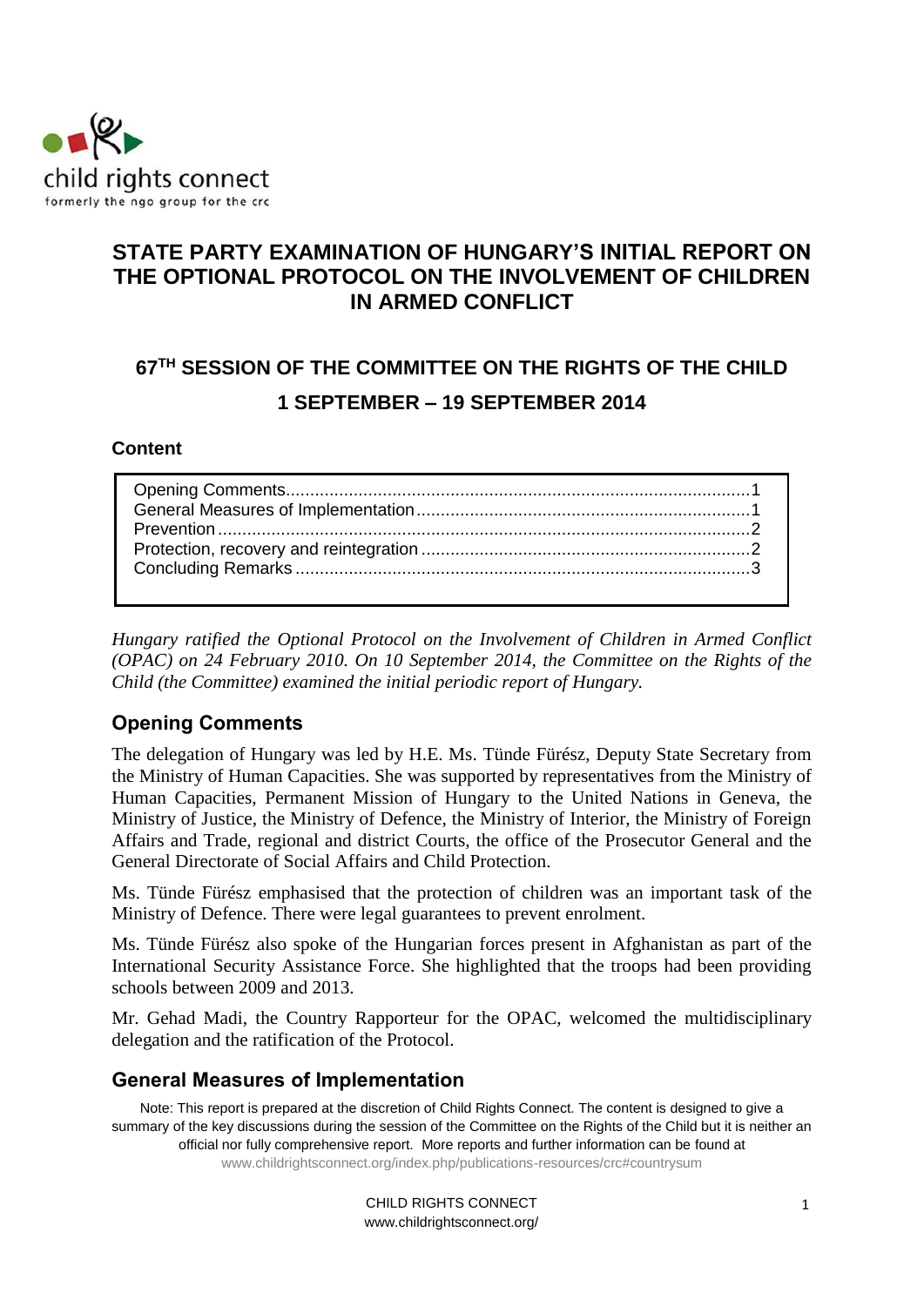child rights connect
formerly the ngo group for the crc

# STATE PARTY EXAMINATION OF HUNGARY'S INITIAL REPORT ON THE OPTIONAL PROTOCOL ON THE INVOLVEMENT OF CHILDREN IN ARMED CONFLICT

## 67TH SESSION OF THE COMMITTEE ON THE RIGHTS OF THE CHILD

## 1 SEPTEMBER – 19 SEPTEMBER 2014

**Content**

- Opening Comments....1
- General Measures of Implementation....1
- Prevention....2
- Protection, recovery and reintegration....2
- Concluding Remarks....3

*Hungary ratified the Optional Protocol on the Involvement of Children in Armed Conflict (OPAC) on 24 February 2010. On 10 September 2014, the Committee on the Rights of the Child (the Committee) examined the initial periodic report of Hungary.*

## Opening Comments

The delegation of Hungary was led by H.E. Ms. Tünde Fürész, Deputy State Secretary from the Ministry of Human Capacities. She was supported by representatives from the Ministry of Human Capacities, Permanent Mission of Hungary to the United Nations in Geneva, the Ministry of Justice, the Ministry of Defence, the Ministry of Interior, the Ministry of Foreign Affairs and Trade, regional and district Courts, the office of the Prosecutor General and the General Directorate of Social Affairs and Child Protection.

Ms. Tünde Fürész emphasised that the protection of children was an important task of the Ministry of Defence. There were legal guarantees to prevent enrolment.

Ms. Tünde Fürész also spoke of the Hungarian forces present in Afghanistan as part of the International Security Assistance Force. She highlighted that the troops had been providing schools between 2009 and 2013.

Mr. Gehad Madi, the Country Rapporteur for the OPAC, welcomed the multidisciplinary delegation and the ratification of the Protocol.

## General Measures of Implementation

Note: This report is prepared at the discretion of Child Rights Connect. The content is designed to give a summary of the key discussions during the session of the Committee on the Rights of the Child but it is neither an official nor fully comprehensive report. More reports and further information can be found at www.childrightsconnect.org/index.php/publications-resources/crc#countrysum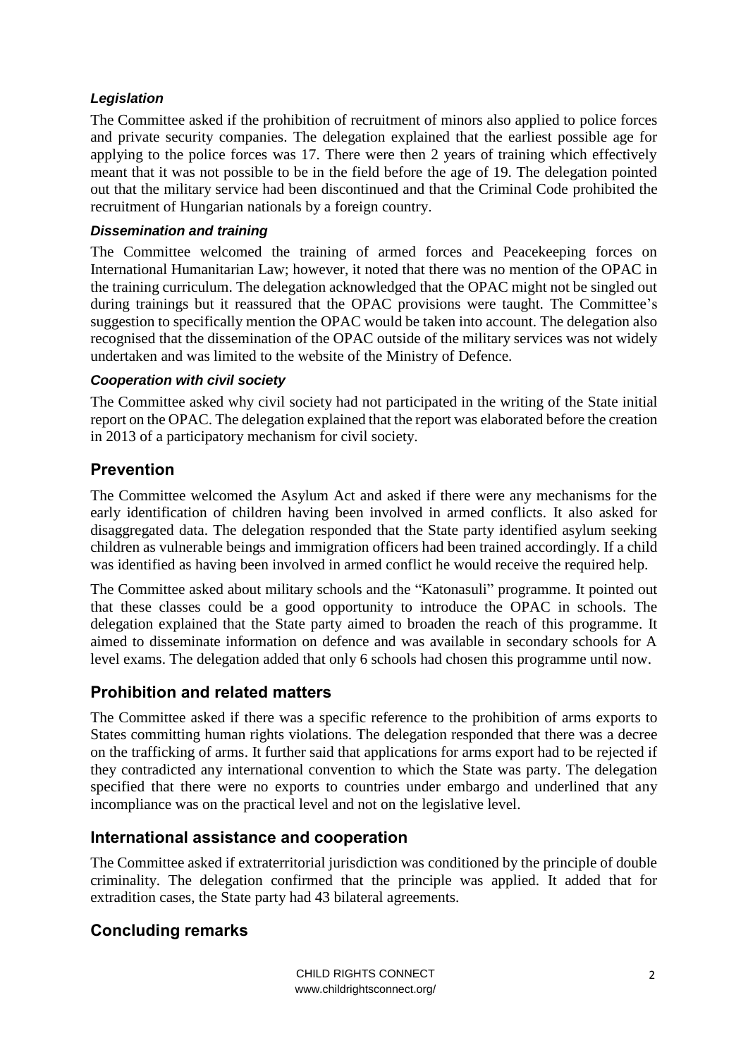### *Legislation*

The Committee asked if the prohibition of recruitment of minors also applied to police forces and private security companies. The delegation explained that the earliest possible age for applying to the police forces was 17. There were then 2 years of training which effectively meant that it was not possible to be in the field before the age of 19. The delegation pointed out that the military service had been discontinued and that the Criminal Code prohibited the recruitment of Hungarian nationals by a foreign country.

### *Dissemination and training*

The Committee welcomed the training of armed forces and Peacekeeping forces on International Humanitarian Law; however, it noted that there was no mention of the OPAC in the training curriculum. The delegation acknowledged that the OPAC might not be singled out during trainings but it reassured that the OPAC provisions were taught. The Committee's suggestion to specifically mention the OPAC would be taken into account. The delegation also recognised that the dissemination of the OPAC outside of the military services was not widely undertaken and was limited to the website of the Ministry of Defence.

### *Cooperation with civil society*

The Committee asked why civil society had not participated in the writing of the State initial report on the OPAC. The delegation explained that the report was elaborated before the creation in 2013 of a participatory mechanism for civil society.

## Prevention

The Committee welcomed the Asylum Act and asked if there were any mechanisms for the early identification of children having been involved in armed conflicts. It also asked for disaggregated data. The delegation responded that the State party identified asylum seeking children as vulnerable beings and immigration officers had been trained accordingly. If a child was identified as having been involved in armed conflict he would receive the required help.

The Committee asked about military schools and the "Katonasuli" programme. It pointed out that these classes could be a good opportunity to introduce the OPAC in schools. The delegation explained that the State party aimed to broaden the reach of this programme. It aimed to disseminate information on defence and was available in secondary schools for A level exams. The delegation added that only 6 schools had chosen this programme until now.

## Prohibition and related matters

The Committee asked if there was a specific reference to the prohibition of arms exports to States committing human rights violations. The delegation responded that there was a decree on the trafficking of arms. It further said that applications for arms export had to be rejected if they contradicted any international convention to which the State was party. The delegation specified that there were no exports to countries under embargo and underlined that any incompliance was on the practical level and not on the legislative level.

## International assistance and cooperation

The Committee asked if extraterritorial jurisdiction was conditioned by the principle of double criminality. The delegation confirmed that the principle was applied. It added that for extradition cases, the State party had 43 bilateral agreements.

## Concluding remarks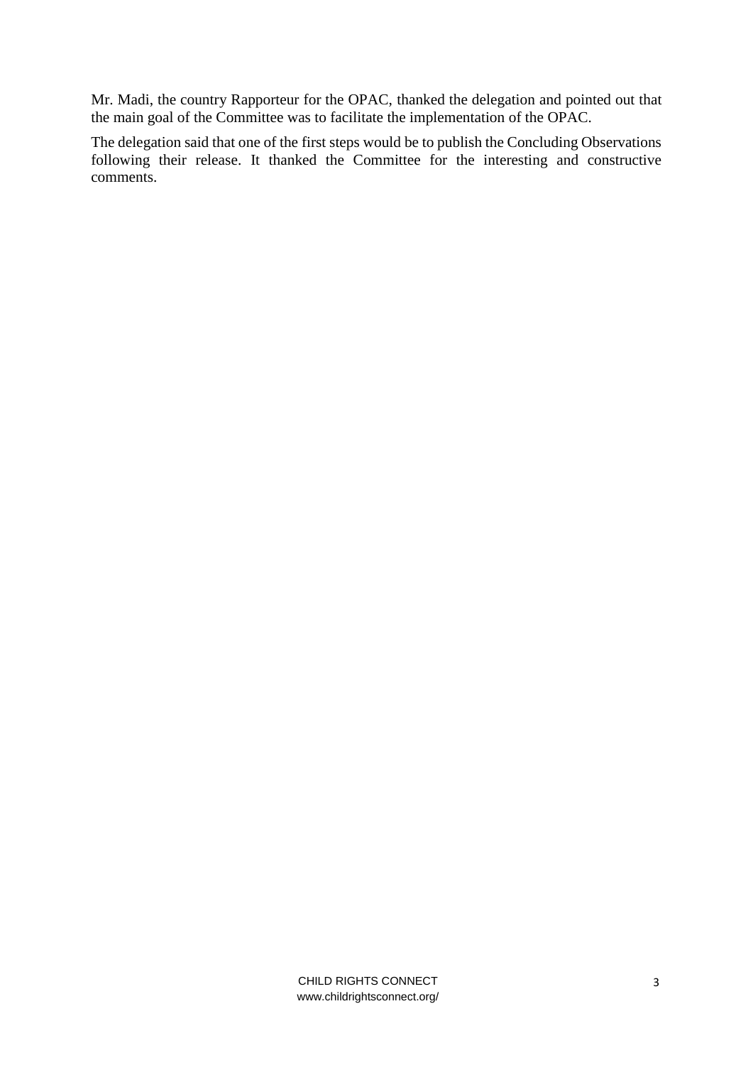Mr. Madi, the country Rapporteur for the OPAC, thanked the delegation and pointed out that the main goal of the Committee was to facilitate the implementation of the OPAC.

The delegation said that one of the first steps would be to publish the Concluding Observations following their release. It thanked the Committee for the interesting and constructive comments.